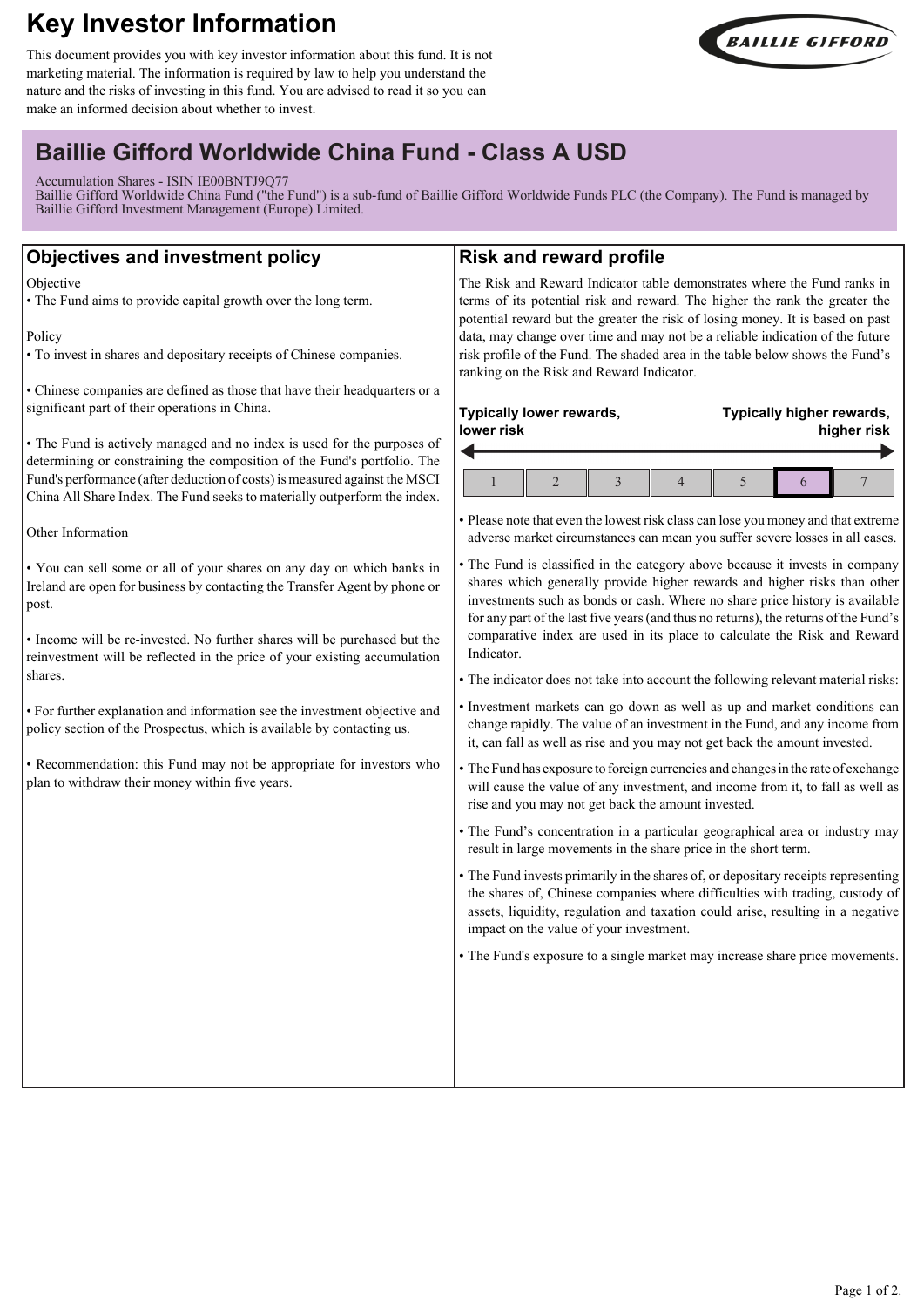# Key Investor Information

This document provides you with key investor information about this fund. It is not marketing material. The information is required by law to help you understand the nature and the risks of investing in this fund. You are advised to read it so you can make an informed decision about whether to invest.

BAILLIE GIFFORD

## Baillie Gifford Worldwide China Fund - Class A USD

Accumulation Shares - ISIN IE00BNTJ9Q77
Baillie Gifford Worldwide China Fund ("the Fund") is a sub-fund of Baillie Gifford Worldwide Funds PLC (the Company). The Fund is managed by Baillie Gifford Investment Management (Europe) Limited.

## Objectives and investment policy

Objective
- The Fund aims to provide capital growth over the long term.

Policy
- To invest in shares and depositary receipts of Chinese companies.

- Chinese companies are defined as those that have their headquarters or a significant part of their operations in China.

- The Fund is actively managed and no index is used for the purposes of determining or constraining the composition of the Fund's portfolio. The Fund's performance (after deduction of costs) is measured against the MSCI China All Share Index. The Fund seeks to materially outperform the index.

Other Information

- You can sell some or all of your shares on any day on which banks in Ireland are open for business by contacting the Transfer Agent by phone or post.

- Income will be re-invested. No further shares will be purchased but the reinvestment will be reflected in the price of your existing accumulation shares.

- For further explanation and information see the investment objective and policy section of the Prospectus, which is available by contacting us.

- Recommendation: this Fund may not be appropriate for investors who plan to withdraw their money within five years.

## Risk and reward profile

The Risk and Reward Indicator table demonstrates where the Fund ranks in terms of its potential risk and reward. The higher the rank the greater the potential reward but the greater the risk of losing money. It is based on past data, may change over time and may not be a reliable indication of the future risk profile of the Fund. The shaded area in the table below shows the Fund's ranking on the Risk and Reward Indicator.

**Typically lower rewards, lower risk** ← → **Typically higher rewards, higher risk**

| 1 | 2 | 3 | 4 | 5 | **6** | 7 |
|---|---|---|---|---|---|---|

- Please note that even the lowest risk class can lose you money and that extreme adverse market circumstances can mean you suffer severe losses in all cases.
- The Fund is classified in the category above because it invests in company shares which generally provide higher rewards and higher risks than other investments such as bonds or cash. Where no share price history is available for any part of the last five years (and thus no returns), the returns of the Fund's comparative index are used in its place to calculate the Risk and Reward Indicator.
- The indicator does not take into account the following relevant material risks:
- Investment markets can go down as well as up and market conditions can change rapidly. The value of an investment in the Fund, and any income from it, can fall as well as rise and you may not get back the amount invested.
- The Fund has exposure to foreign currencies and changes in the rate of exchange will cause the value of any investment, and income from it, to fall as well as rise and you may not get back the amount invested.
- The Fund's concentration in a particular geographical area or industry may result in large movements in the share price in the short term.
- The Fund invests primarily in the shares of, or depositary receipts representing the shares of, Chinese companies where difficulties with trading, custody of assets, liquidity, regulation and taxation could arise, resulting in a negative impact on the value of your investment.
- The Fund's exposure to a single market may increase share price movements.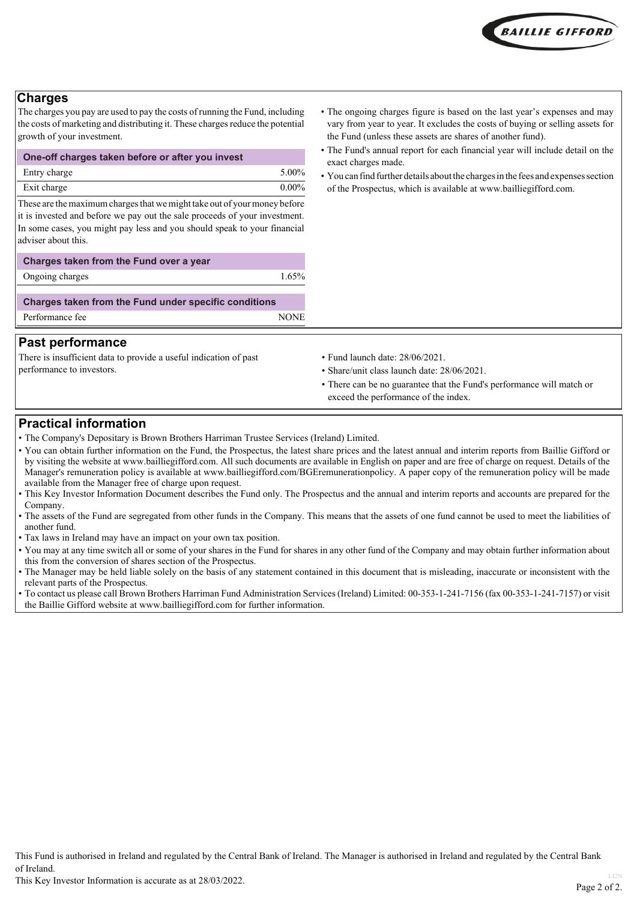## Charges

The charges you pay are used to pay the costs of running the Fund, including the costs of marketing and distributing it. These charges reduce the potential growth of your investment.

| One-off charges taken before or after you invest | |
|---|---|
| Entry charge | 5.00% |
| Exit charge | 0.00% |

These are the maximum charges that we might take out of your money before it is invested and before we pay out the sale proceeds of your investment. In some cases, you might pay less and you should speak to your financial adviser about this.

| Charges taken from the Fund over a year | |
|---|---|
| Ongoing charges | 1.65% |

| Charges taken from the Fund under specific conditions | |
|---|---|
| Performance fee | NONE |

- The ongoing charges figure is based on the last year's expenses and may vary from year to year. It excludes the costs of buying or selling assets for the Fund (unless these assets are shares of another fund).
- The Fund's annual report for each financial year will include detail on the exact charges made.
- You can find further details about the charges in the fees and expenses section of the Prospectus, which is available at www.bailliegifford.com.

## Past performance

There is insufficient data to provide a useful indication of past performance to investors.

- Fund launch date: 28/06/2021.
- Share/unit class launch date: 28/06/2021.
- There can be no guarantee that the Fund's performance will match or exceed the performance of the index.

## Practical information

- The Company's Depositary is Brown Brothers Harriman Trustee Services (Ireland) Limited.
- You can obtain further information on the Fund, the Prospectus, the latest share prices and the latest annual and interim reports from Baillie Gifford or by visiting the website at www.bailliegifford.com. All such documents are available in English on paper and are free of charge on request. Details of the Manager's remuneration policy is available at www.bailliegifford.com/BGEremunerationpolicy. A paper copy of the remuneration policy will be made available from the Manager free of charge upon request.
- This Key Investor Information Document describes the Fund only. The Prospectus and the annual and interim reports and accounts are prepared for the Company.
- The assets of the Fund are segregated from other funds in the Company. This means that the assets of one fund cannot be used to meet the liabilities of another fund.
- Tax laws in Ireland may have an impact on your own tax position.
- You may at any time switch all or some of your shares in the Fund for shares in any other fund of the Company and may obtain further information about this from the conversion of shares section of the Prospectus.
- The Manager may be held liable solely on the basis of any statement contained in this document that is misleading, inaccurate or inconsistent with the relevant parts of the Prospectus.
- To contact us please call Brown Brothers Harriman Fund Administration Services (Ireland) Limited: 00-353-1-241-7156 (fax 00-353-1-241-7157) or visit the Baillie Gifford website at www.bailliegifford.com for further information.

This Fund is authorised in Ireland and regulated by the Central Bank of Ireland. The Manager is authorised in Ireland and regulated by the Central Bank of Ireland.

This Key Investor Information is accurate as at 28/03/2022.